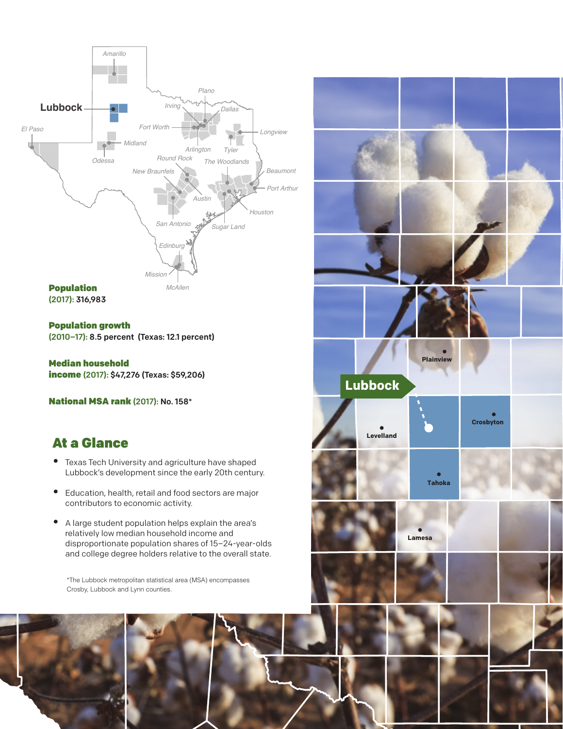**Population (2017):** 316,983

**Population growth (2010–17):** 8.5 percent (Texas: 12.1 percent)

**Median household income (2017):** $47,276 (Texas: $59,206)

**National MSA rank (2017):** No. 158*

## At a Glance

- Texas Tech University and agriculture have shaped Lubbock's development since the early 20th century.
- Education, health, retail and food sectors are major contributors to economic activity.
- A large student population helps explain the area's relatively low median household income and disproportionate population shares of 15–24-year-olds and college degree holders relative to the overall state.

*The Lubbock metropolitan statistical area (MSA) encompasses Crosby, Lubbock and Lynn counties.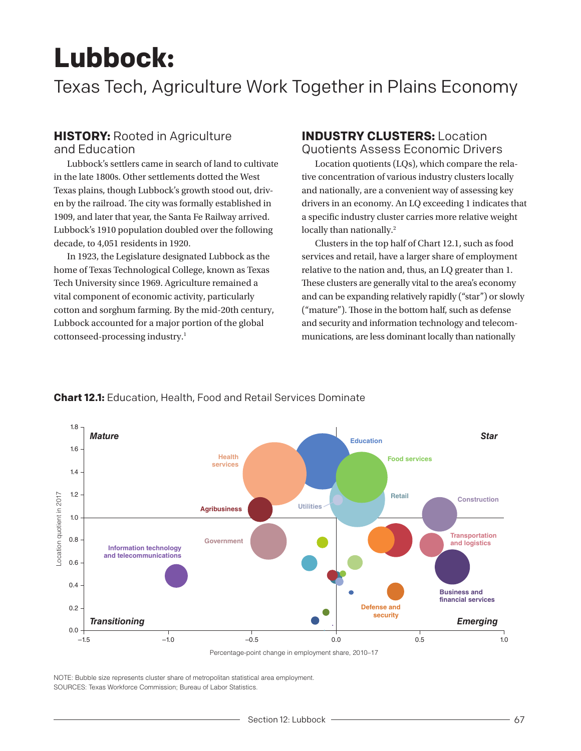# Lubbock:

## Texas Tech, Agriculture Work Together in Plains Economy

### HISTORY: Rooted in Agriculture and Education

Lubbock's settlers came in search of land to cultivate in the late 1800s. Other settlements dotted the West Texas plains, though Lubbock's growth stood out, driven by the railroad. The city was formally established in 1909, and later that year, the Santa Fe Railway arrived. Lubbock's 1910 population doubled over the following decade, to 4,051 residents in 1920.

In 1923, the Legislature designated Lubbock as the home of Texas Technological College, known as Texas Tech University since 1969. Agriculture remained a vital component of economic activity, particularly cotton and sorghum farming. By the mid-20th century, Lubbock accounted for a major portion of the global cottonseed-processing industry.[1]

### INDUSTRY CLUSTERS: Location Quotients Assess Economic Drivers

Location quotients (LQs), which compare the relative concentration of various industry clusters locally and nationally, are a convenient way of assessing key drivers in an economy. An LQ exceeding 1 indicates that a specific industry cluster carries more relative weight locally than nationally.[2]

Clusters in the top half of Chart 12.1, such as food services and retail, have a larger share of employment relative to the nation and, thus, an LQ greater than 1. These clusters are generally vital to the area's economy and can be expanding relatively rapidly ("star") or slowly ("mature"). Those in the bottom half, such as defense and security and information technology and telecommunications, are less dominant locally than nationally

**Chart 12.1:** Education, Health, Food and Retail Services Dominate

NOTE: Bubble size represents cluster share of metropolitan statistical area employment.
SOURCES: Texas Workforce Commission; Bureau of Labor Statistics.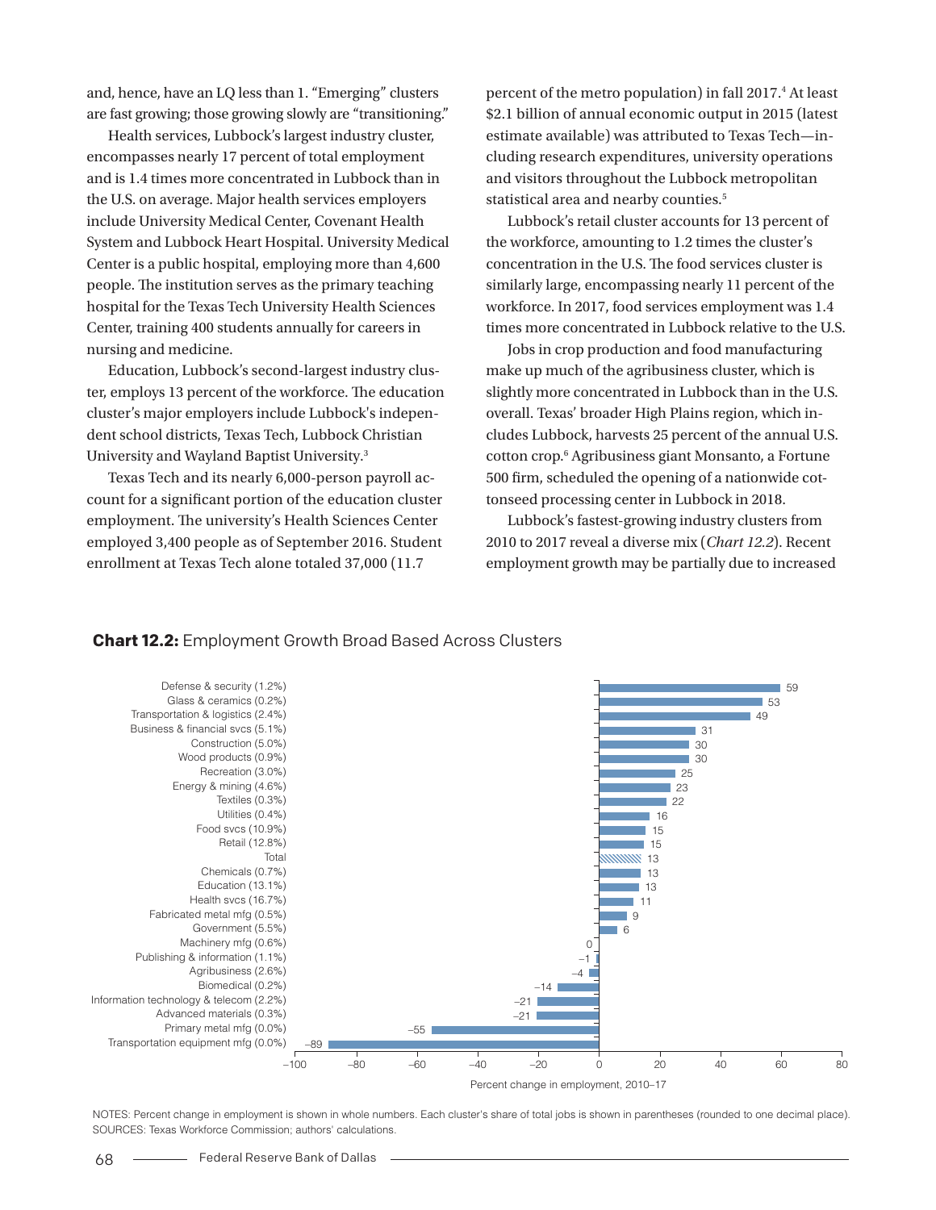and, hence, have an LQ less than 1. "Emerging" clusters are fast growing; those growing slowly are "transitioning."

Health services, Lubbock's largest industry cluster, encompasses nearly 17 percent of total employment and is 1.4 times more concentrated in Lubbock than in the U.S. on average. Major health services employers include University Medical Center, Covenant Health System and Lubbock Heart Hospital. University Medical Center is a public hospital, employing more than 4,600 people. The institution serves as the primary teaching hospital for the Texas Tech University Health Sciences Center, training 400 students annually for careers in nursing and medicine.

Education, Lubbock's second-largest industry cluster, employs 13 percent of the workforce. The education cluster's major employers include Lubbock's independent school districts, Texas Tech, Lubbock Christian University and Wayland Baptist University.[3]

Texas Tech and its nearly 6,000-person payroll account for a significant portion of the education cluster employment. The university's Health Sciences Center employed 3,400 people as of September 2016. Student enrollment at Texas Tech alone totaled 37,000 (11.7 percent of the metro population) in fall 2017.[4] At least $2.1 billion of annual economic output in 2015 (latest estimate available) was attributed to Texas Tech—including research expenditures, university operations and visitors throughout the Lubbock metropolitan statistical area and nearby counties.[5]

Lubbock's retail cluster accounts for 13 percent of the workforce, amounting to 1.2 times the cluster's concentration in the U.S. The food services cluster is similarly large, encompassing nearly 11 percent of the workforce. In 2017, food services employment was 1.4 times more concentrated in Lubbock relative to the U.S.

Jobs in crop production and food manufacturing make up much of the agribusiness cluster, which is slightly more concentrated in Lubbock than in the U.S. overall. Texas' broader High Plains region, which includes Lubbock, harvests 25 percent of the annual U.S. cotton crop.[6] Agribusiness giant Monsanto, a Fortune 500 firm, scheduled the opening of a nationwide cottonseed processing center in Lubbock in 2018.

Lubbock's fastest-growing industry clusters from 2010 to 2017 reveal a diverse mix (*Chart 12.2*). Recent employment growth may be partially due to increased

**Chart 12.2:** Employment Growth Broad Based Across Clusters

| Cluster | Percent change in employment, 2010–17 |
|---|---|
| Defense & security (1.2%) | 59 |
| Glass & ceramics (0.2%) | 53 |
| Transportation & logistics (2.4%) | 49 |
| Business & financial svcs (5.1%) | 31 |
| Construction (5.0%) | 30 |
| Wood products (0.9%) | 30 |
| Recreation (3.0%) | 25 |
| Energy & mining (4.6%) | 23 |
| Textiles (0.3%) | 22 |
| Utilities (0.4%) | 16 |
| Food svcs (10.9%) | 15 |
| Retail (12.8%) | 15 |
| Total | 13 |
| Chemicals (0.7%) | 13 |
| Education (13.1%) | 13 |
| Health svcs (16.7%) | 11 |
| Fabricated metal mfg (0.5%) | 9 |
| Government (5.5%) | 6 |
| Machinery mfg (0.6%) | 0 |
| Publishing & information (1.1%) | –1 |
| Agribusiness (2.6%) | –4 |
| Biomedical (0.2%) | –14 |
| Information technology & telecom (2.2%) | –21 |
| Advanced materials (0.3%) | –21 |
| Primary metal mfg (0.0%) | –55 |
| Transportation equipment mfg (0.0%) | –89 |

NOTES: Percent change in employment is shown in whole numbers. Each cluster's share of total jobs is shown in parentheses (rounded to one decimal place).
SOURCES: Texas Workforce Commission; authors' calculations.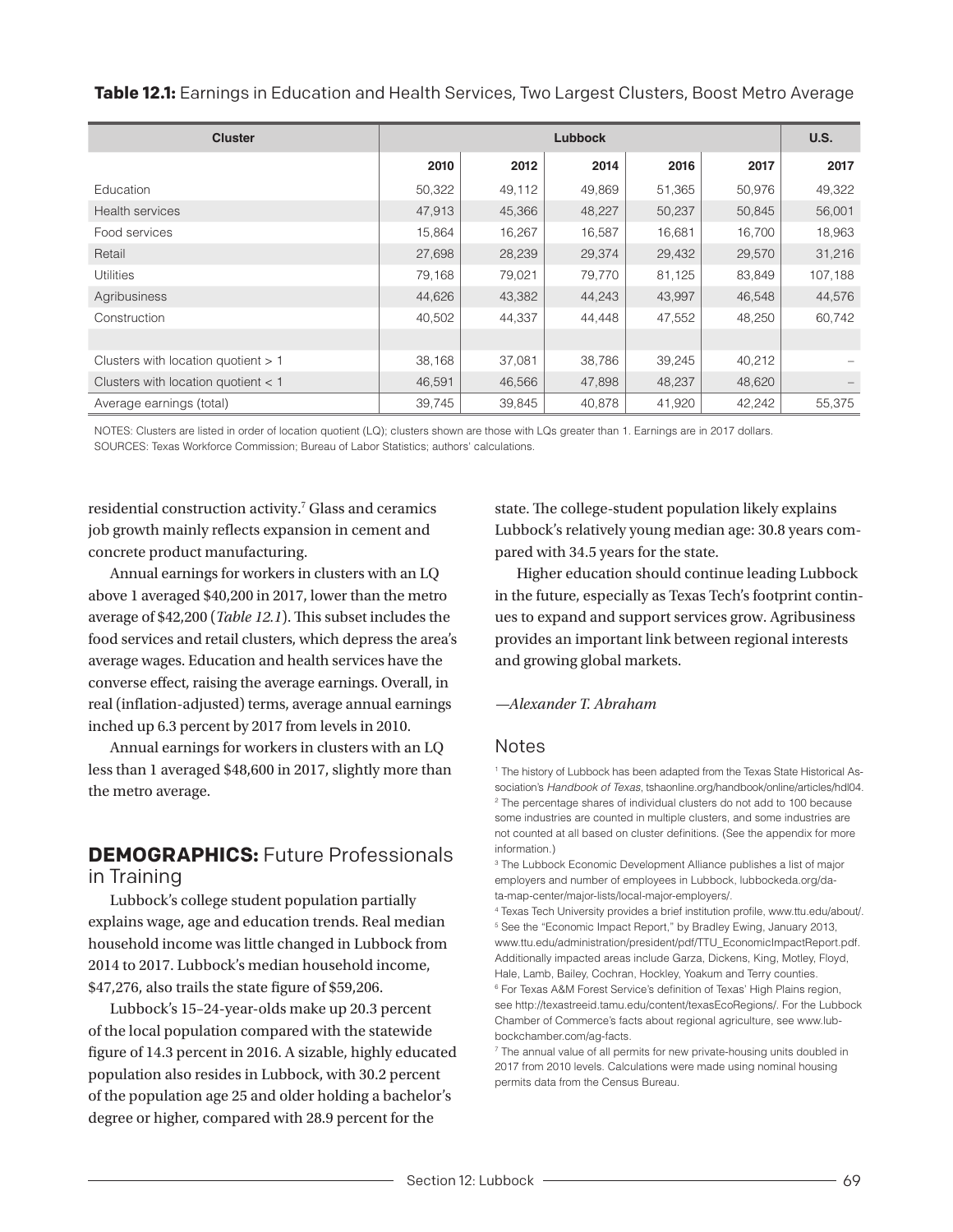**Table 12.1:** Earnings in Education and Health Services, Two Largest Clusters, Boost Metro Average

| Cluster | Lubbock | | | | | U.S. |
|---|---|---|---|---|---|---|
| | 2010 | 2012 | 2014 | 2016 | 2017 | 2017 |
| Education | 50,322 | 49,112 | 49,869 | 51,365 | 50,976 | 49,322 |
| Health services | 47,913 | 45,366 | 48,227 | 50,237 | 50,845 | 56,001 |
| Food services | 15,864 | 16,267 | 16,587 | 16,681 | 16,700 | 18,963 |
| Retail | 27,698 | 28,239 | 29,374 | 29,432 | 29,570 | 31,216 |
| Utilities | 79,168 | 79,021 | 79,770 | 81,125 | 83,849 | 107,188 |
| Agribusiness | 44,626 | 43,382 | 44,243 | 43,997 | 46,548 | 44,576 |
| Construction | 40,502 | 44,337 | 44,448 | 47,552 | 48,250 | 60,742 |
| | | | | | | |
| Clusters with location quotient > 1 | 38,168 | 37,081 | 38,786 | 39,245 | 40,212 | – |
| Clusters with location quotient < 1 | 46,591 | 46,566 | 47,898 | 48,237 | 48,620 | – |
| Average earnings (total) | 39,745 | 39,845 | 40,878 | 41,920 | 42,242 | 55,375 |

NOTES: Clusters are listed in order of location quotient (LQ); clusters shown are those with LQs greater than 1. Earnings are in 2017 dollars.
SOURCES: Texas Workforce Commission; Bureau of Labor Statistics; authors' calculations.

residential construction activity.[7] Glass and ceramics job growth mainly reflects expansion in cement and concrete product manufacturing.

Annual earnings for workers in clusters with an LQ above 1 averaged $40,200 in 2017, lower than the metro average of $42,200 (*Table 12.1*). This subset includes the food services and retail clusters, which depress the area's average wages. Education and health services have the converse effect, raising the average earnings. Overall, in real (inflation-adjusted) terms, average annual earnings inched up 6.3 percent by 2017 from levels in 2010.

Annual earnings for workers in clusters with an LQ less than 1 averaged $48,600 in 2017, slightly more than the metro average.

## **DEMOGRAPHICS:** Future Professionals in Training

Lubbock's college student population partially explains wage, age and education trends. Real median household income was little changed in Lubbock from 2014 to 2017. Lubbock's median household income, $47,276, also trails the state figure of $59,206.

Lubbock's 15–24-year-olds make up 20.3 percent of the local population compared with the statewide figure of 14.3 percent in 2016. A sizable, highly educated population also resides in Lubbock, with 30.2 percent of the population age 25 and older holding a bachelor's degree or higher, compared with 28.9 percent for the state. The college-student population likely explains Lubbock's relatively young median age: 30.8 years compared with 34.5 years for the state.

Higher education should continue leading Lubbock in the future, especially as Texas Tech's footprint continues to expand and support services grow. Agribusiness provides an important link between regional interests and growing global markets.

*—Alexander T. Abraham*

## Notes

[1] The history of Lubbock has been adapted from the Texas State Historical Association's *Handbook of Texas*, tshaonline.org/handbook/online/articles/hdl04.

[2] The percentage shares of individual clusters do not add to 100 because some industries are counted in multiple clusters, and some industries are not counted at all based on cluster definitions. (See the appendix for more information.)

[3] The Lubbock Economic Development Alliance publishes a list of major employers and number of employees in Lubbock, lubbockeda.org/data-map-center/major-lists/local-major-employers/.

[4] Texas Tech University provides a brief institution profile, www.ttu.edu/about/.

[5] See the "Economic Impact Report," by Bradley Ewing, January 2013, www.ttu.edu/administration/president/pdf/TTU_EconomicImpactReport.pdf. Additionally impacted areas include Garza, Dickens, King, Motley, Floyd, Hale, Lamb, Bailey, Cochran, Hockley, Yoakum and Terry counties.

[6] For Texas A&M Forest Service's definition of Texas' High Plains region, see http://texastreeid.tamu.edu/content/texasEcoRegions/. For the Lubbock Chamber of Commerce's facts about regional agriculture, see www.lubbockchamber.com/ag-facts.

[7] The annual value of all permits for new private-housing units doubled in 2017 from 2010 levels. Calculations were made using nominal housing permits data from the Census Bureau.